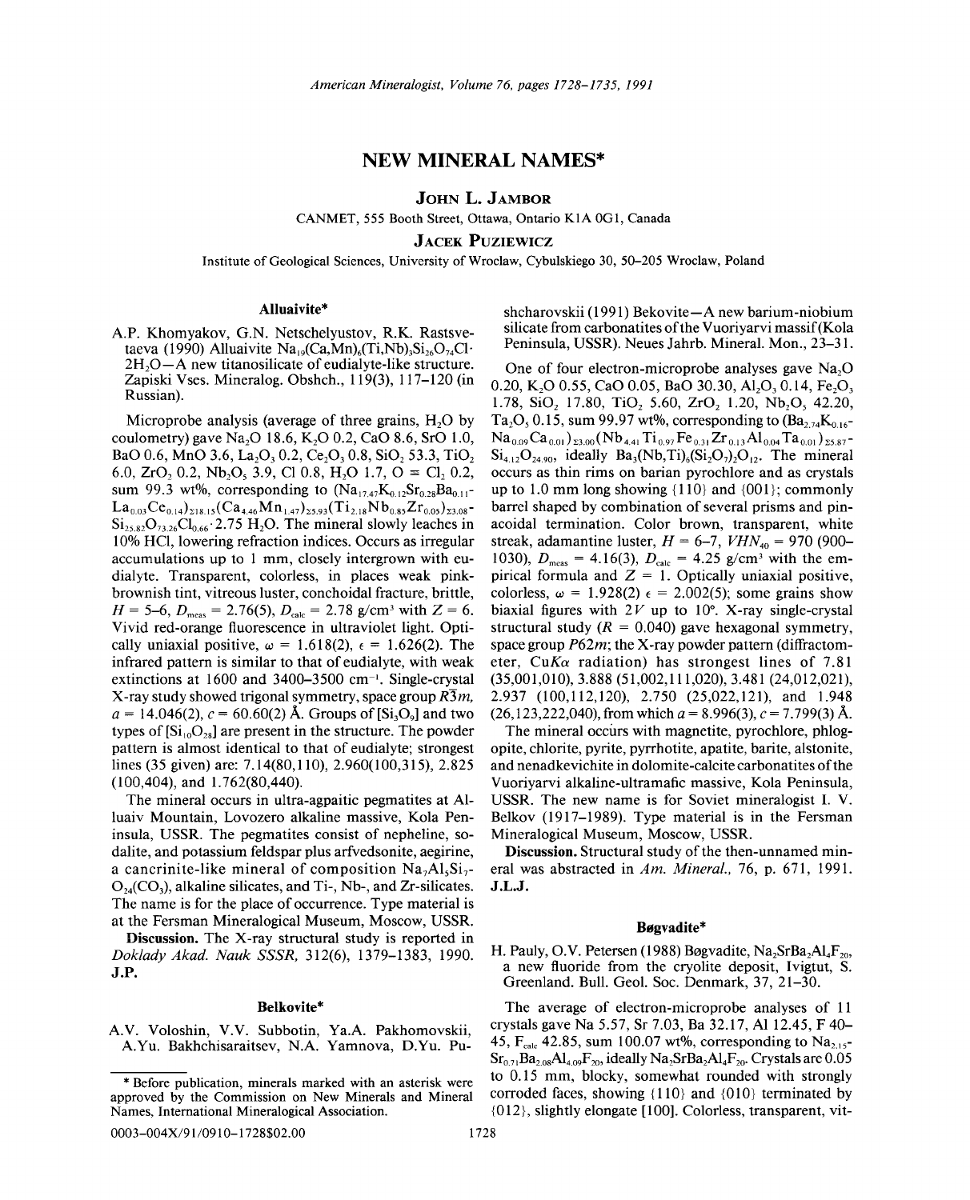# NEW MINERAL NAMES*

**JOHN L. JAMBOR**

CANMET, 555 Booth Street, Ottawa, Ontario K1A 0G1, Canada

**JACEK PUZIEWICZ**

Institute of Geological Sciences, University of Wroclaw, Cybulskiego 30, 50-205 Wroclaw, Poland

### Alluaivite*

A.P. Khomyakov, G.N. Netschelyustov, R.K. Rastsvetaeva (1990) Alluaivite $Na_{19}(Ca,Mn)_6(Ti,Nb)_3Si_{26}O_{74}Cl \cdot 2H_2O$—A new titanosilicate of eudialyte-like structure. Zapiski Vses. Mineralog. Obshch., 119(3), 117–120 (in Russian).

Microprobe analysis (average of three grains, $H_2O$ by coulometry) gave $Na_2O$ 18.6, $K_2O$ 0.2, CaO 8.6, SrO 1.0, BaO 0.6, MnO 3.6, $La_2O_3$ 0.2, $Ce_2O_3$ 0.8, $SiO_2$ 53.3, $TiO_2$ 6.0, $ZrO_2$ 0.2, $Nb_2O_5$ 3.9, Cl 0.8, $H_2O$ 1.7, O ≡ $Cl_2$ 0.2, sum 99.3 wt%, corresponding to $(Na_{17.47}K_{0.12}Sr_{0.28}Ba_{0.11}La_{0.03}Ce_{0.14})_{\Sigma 18.15}(Ca_{4.46}Mn_{1.47})_{\Sigma 5.93}(Ti_{2.18}Nb_{0.85}Zr_{0.05})_{\Sigma 3.08}Si_{25.82}O_{73.26}Cl_{0.66} \cdot 2.75\ H_2O$. The mineral slowly leaches in 10% HCl, lowering refraction indices. Occurs as irregular accumulations up to 1 mm, closely intergrown with eudialyte. Transparent, colorless, in places weak pink-brownish tint, vitreous luster, conchoidal fracture, brittle, $H$ = 5–6, $D_{meas}$ = 2.76(5), $D_{calc}$ = 2.78 g/cm³ with $Z$ = 6. Vivid red-orange fluorescence in ultraviolet light. Optically uniaxial positive, $\omega$ = 1.618(2), $\epsilon$ = 1.626(2). The infrared pattern is similar to that of eudialyte, with weak extinctions at 1600 and 3400–3500 cm⁻¹. Single-crystal X-ray study showed trigonal symmetry, space group $R\bar{3}m$, $a$ = 14.046(2), $c$ = 60.60(2) Å. Groups of $[Si_3O_9]$ and two types of $[Si_{10}O_{28}]$ are present in the structure. The powder pattern is almost identical to that of eudialyte; strongest lines (35 given) are: 7.14(80,110), 2.960(100,315), 2.825 (100,404), and 1.762(80,440).

The mineral occurs in ultra-agpaitic pegmatites at Alluaiv Mountain, Lovozero alkaline massive, Kola Peninsula, USSR. The pegmatites consist of nepheline, sodalite, and potassium feldspar plus arfvedsonite, aegirine, a cancrinite-like mineral of composition $Na_7Al_5Si_7O_{24}(CO_3)$, alkaline silicates, and Ti-, Nb-, and Zr-silicates. The name is for the place of occurrence. Type material is at the Fersman Mineralogical Museum, Moscow, USSR.

**Discussion.** The X-ray structural study is reported in *Doklady Akad. Nauk SSSR*, 312(6), 1379–1383, 1990. **J.P.**

### Belkovite*

A.V. Voloshin, V.V. Subbotin, Ya.A. Pakhomovskii, A.Yu. Bakhchisaraitsev, N.A. Yamnova, D.Yu. Pushcharovskii (1991) Bekovite—A new barium-niobium silicate from carbonatites of the Vuoriyarvi massif (Kola Peninsula, USSR). Neues Jahrb. Mineral. Mon., 23–31.

One of four electron-microprobe analyses gave $Na_2O$ 0.20, $K_2O$ 0.55, CaO 0.05, BaO 30.30, $Al_2O_3$ 0.14, $Fe_2O_3$ 1.78, $SiO_2$ 17.80, $TiO_2$ 5.60, $ZrO_2$ 1.20, $Nb_2O_5$ 42.20, $Ta_2O_5$ 0.15, sum 99.97 wt%, corresponding to $(Ba_{2.74}K_{0.16}Na_{0.09}Ca_{0.01})_{\Sigma 3.00}(Nb_{4.41}Ti_{0.97}Fe_{0.31}Zr_{0.13}Al_{0.04}Ta_{0.01})_{\Sigma 5.87}Si_{4.12}O_{24.90}$, ideally $Ba_3(Nb,Ti)_6(Si_2O_7)_2O_{12}$. The mineral occurs as thin rims on barian pyrochlore and as crystals up to 1.0 mm long showing {110} and {001}; commonly barrel shaped by combination of several prisms and pinacoidal termination. Color brown, transparent, white streak, adamantine luster, $H$ = 6–7, $VHN_{40}$ = 970 (900–1030), $D_{meas}$ = 4.16(3), $D_{calc}$ = 4.25 g/cm³ with the empirical formula and $Z$ = 1. Optically uniaxial positive, colorless, $\omega$ = 1.928(2) $\epsilon$ = 2.002(5); some grains show biaxial figures with $2V$ up to 10°. X-ray single-crystal structural study ($R$ = 0.040) gave hexagonal symmetry, space group $P\bar{6}2m$; the X-ray powder pattern (diffractometer, $CuK\alpha$ radiation) has strongest lines of 7.81 (35,001,010), 3.888 (51,002,111,020), 3.481 (24,012,021), 2.937 (100,112,120), 2.750 (25,022,121), and 1.948 (26,123,222,040), from which $a$ = 8.996(3), $c$ = 7.799(3) Å.

The mineral occurs with magnetite, pyrochlore, phlogopite, chlorite, pyrite, pyrrhotite, apatite, barite, alstonite, and nenadkevichite in dolomite-calcite carbonatites of the Vuoriyarvi alkaline-ultramafic massive, Kola Peninsula, USSR. The new name is for Soviet mineralogist I. V. Belkov (1917–1989). Type material is in the Fersman Mineralogical Museum, Moscow, USSR.

**Discussion.** Structural study of the then-unnamed mineral was abstracted in *Am. Mineral.*, 76, p. 671, 1991. **J.L.J.**

### Bøgvadite*

H. Pauly, O.V. Petersen (1988) Bøgvadite, $Na_2SrBa_2Al_4F_{20}$, a new fluoride from the cryolite deposit, Ivigtut, S. Greenland. Bull. Geol. Soc. Denmark, 37, 21–30.

The average of electron-microprobe analyses of 11 crystals gave Na 5.57, Sr 7.03, Ba 32.17, Al 12.45, F 40–45, $F_{calc}$ 42.85, sum 100.07 wt%, corresponding to $Na_{2.15}Sr_{0.71}Ba_{2.08}Al_{4.09}F_{20}$, ideally $Na_2SrBa_2Al_4F_{20}$. Crystals are 0.05 to 0.15 mm, blocky, somewhat rounded with strongly corroded faces, showing {110} and {010} terminated by {012}, slightly elongate [100]. Colorless, transparent, vit-

---

* Before publication, minerals marked with an asterisk were approved by the Commission on New Minerals and Mineral Names, International Mineralogical Association.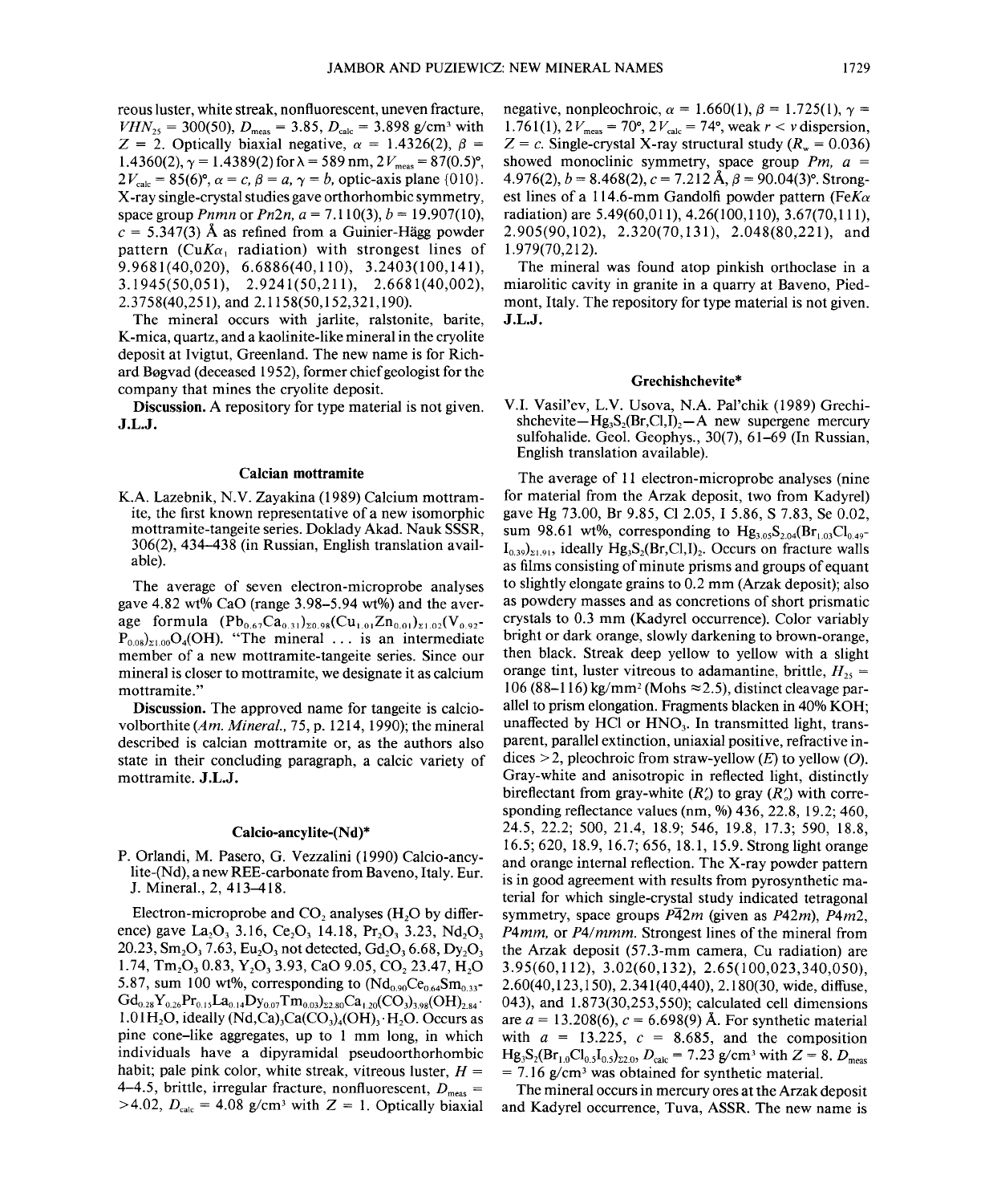reous luster, white streak, nonfluorescent, uneven fracture, $VHN_{25}$ = 300(50), $D_{meas}$ = 3.85, $D_{calc}$ = 3.898 g/cm³ with $Z$ = 2. Optically biaxial negative, $\alpha$ = 1.4326(2), $\beta$ = 1.4360(2), $\gamma$ = 1.4389(2) for $\lambda$ = 589 nm, $2V_{meas}$ = 87(0.5)°, $2V_{calc}$ = 85(6)°, $\alpha = c$, $\beta = a$, $\gamma = b$, optic-axis plane {010}. X-ray single-crystal studies gave orthorhombic symmetry, space group *Pnmn* or *Pn2n*, $a$ = 7.110(3), $b$ = 19.907(10), $c$ = 5.347(3) Å as refined from a Guinier-Hägg powder pattern ($CuK\alpha_1$ radiation) with strongest lines of 9.9681(40,020), 6.6886(40,110), 3.2403(100,141), 3.1945(50,051), 2.9241(50,211), 2.6681(40,002), 2.3758(40,251), and 2.1158(50,152,321,190).

The mineral occurs with jarlite, ralstonite, barite, K-mica, quartz, and a kaolinite-like mineral in the cryolite deposit at Ivigtut, Greenland. The new name is for Richard Bøgvad (deceased 1952), former chief geologist for the company that mines the cryolite deposit.

**Discussion.** A repository for type material is not given. **J.L.J.**

## Calcian mottramite

K.A. Lazebnik, N.V. Zayakina (1989) Calcium mottramite, the first known representative of a new isomorphic mottramite-tangeite series. Doklady Akad. Nauk SSSR, 306(2), 434–438 (in Russian, English translation available).

The average of seven electron-microprobe analyses gave 4.82 wt% CaO (range 3.98–5.94 wt%) and the average formula $(Pb_{0.67}Ca_{0.31})_{\Sigma 0.98}(Cu_{1.01}Zn_{0.01})_{\Sigma 1.02}(V_{0.92}P_{0.08})_{\Sigma 1.00}O_4(OH)$. "The mineral . . . is an intermediate member of a new mottramite-tangeite series. Since our mineral is closer to mottramite, we designate it as calcium mottramite."

**Discussion.** The approved name for tangeite is calciovolborthite (*Am. Mineral.*, 75, p. 1214, 1990); the mineral described is calcian mottramite or, as the authors also state in their concluding paragraph, a calcic variety of mottramite. **J.L.J.**

## Calcio-ancylite-(Nd)*

P. Orlandi, M. Pasero, G. Vezzalini (1990) Calcio-ancylite-(Nd), a new REE-carbonate from Baveno, Italy. Eur. J. Mineral., 2, 413–418.

Electron-microprobe and $CO_2$ analyses ($H_2O$ by difference) gave $La_2O_3$ 3.16, $Ce_2O_3$ 14.18, $Pr_2O_3$ 3.23, $Nd_2O_3$ 20.23, $Sm_2O_3$ 7.63, $Eu_2O_3$ not detected, $Gd_2O_3$ 6.68, $Dy_2O_3$ 1.74, $Tm_2O_3$ 0.83, $Y_2O_3$ 3.93, CaO 9.05, $CO_2$ 23.47, $H_2O$ 5.87, sum 100 wt%, corresponding to $(Nd_{0.90}Ce_{0.64}Sm_{0.33}Gd_{0.28}Y_{0.26}Pr_{0.15}La_{0.14}Dy_{0.07}Tm_{0.03})_{\Sigma 2.80}Ca_{1.20}(CO_3)_{3.98}(OH)_{2.84}\cdot 1.01H_2O$, ideally $(Nd,Ca)_3Ca(CO_3)_4(OH)_3\cdot H_2O$. Occurs as pine cone-like aggregates, up to 1 mm long, in which individuals have a dipyramidal pseudoorthorhombic habit; pale pink color, white streak, vitreous luster, $H$ = 4–4.5, brittle, irregular fracture, nonfluorescent, $D_{meas}$ = >4.02, $D_{calc}$ = 4.08 g/cm³ with $Z$ = 1. Optically biaxial negative, nonpleochroic, $\alpha$ = 1.660(1), $\beta$ = 1.725(1), $\gamma$ = 1.761(1), $2V_{meas}$ = 70°, $2V_{calc}$ = 74°, weak $r < v$ dispersion, $Z = c$. Single-crystal X-ray structural study ($R_w$ = 0.036) showed monoclinic symmetry, space group *Pm*, $a$ = 4.976(2), $b$ = 8.468(2), $c$ = 7.212 Å, $\beta$ = 90.04(3)°. Strongest lines of a 114.6-mm Gandolfi powder pattern ($FeK\alpha$ radiation) are 5.49(60,011), 4.26(100,110), 3.67(70,111), 2.905(90,102), 2.320(70,131), 2.048(80,221), and 1.979(70,212).

The mineral was found atop pinkish orthoclase in a miarolitic cavity in granite in a quarry at Baveno, Piedmont, Italy. The repository for type material is not given. **J.L.J.**

## Grechishchevite*

V.I. Vasil'ev, L.V. Usova, N.A. Pal'chik (1989) Grechishchevite—$Hg_3S_2(Br,Cl,I)_2$—A new supergene mercury sulfohalide. Geol. Geophys., 30(7), 61–69 (In Russian, English translation available).

The average of 11 electron-microprobe analyses (nine for material from the Arzak deposit, two from Kadyrel) gave Hg 73.00, Br 9.85, Cl 2.05, I 5.86, S 7.83, Se 0.02, sum 98.61 wt%, corresponding to $Hg_{3.05}S_{2.04}(Br_{1.03}Cl_{0.49}I_{0.39})_{\Sigma 1.91}$, ideally $Hg_3S_2(Br,Cl,I)_2$. Occurs on fracture walls as films consisting of minute prisms and groups of equant to slightly elongate grains to 0.2 mm (Arzak deposit); also as powdery masses and as concretions of short prismatic crystals to 0.3 mm (Kadyrel occurrence). Color variably bright or dark orange, slowly darkening to brown-orange, then black. Streak deep yellow to yellow with a slight orange tint, luster vitreous to adamantine, brittle, $H_{25}$ = 106 (88–116) kg/mm² (Mohs ≈2.5), distinct cleavage parallel to prism elongation. Fragments blacken in 40% KOH; unaffected by HCl or $HNO_3$. In transmitted light, transparent, parallel extinction, uniaxial positive, refractive indices >2, pleochroic from straw-yellow ($E$) to yellow ($O$). Gray-white and anisotropic in reflected light, distinctly bireflectant from gray-white ($R_o'$) to gray ($R_e'$) with corresponding reflectance values (nm, %) 436, 22.8, 19.2; 460, 24.5, 22.2; 500, 21.4, 18.9; 546, 19.8, 17.3; 590, 18.8, 16.5; 620, 18.9, 16.7; 656, 18.1, 15.9. Strong light orange and orange internal reflection. The X-ray powder pattern is in good agreement with results from pyrosynthetic material for which single-crystal study indicated tetragonal symmetry, space groups $P\bar{4}2m$ (given as *P42m*), *P4m2*, *P4mm*, or *P4/mmm*. Strongest lines of the mineral from the Arzak deposit (57.3-mm camera, Cu radiation) are 3.95(60,112), 3.02(60,132), 2.65(100,023,340,050), 2.60(40,123,150), 2.341(40,440), 2.180(30, wide, diffuse, 043), and 1.873(30,253,550); calculated cell dimensions are $a$ = 13.208(6), $c$ = 6.698(9) Å. For synthetic material with $a$ = 13.225, $c$ = 8.685, and the composition $Hg_3S_2(Br_{1.0}Cl_{0.5}I_{0.5})_{\Sigma 2.0}$, $D_{calc}$ = 7.23 g/cm³ with $Z$ = 8. $D_{meas}$ = 7.16 g/cm³ was obtained for synthetic material.

The mineral occurs in mercury ores at the Arzak deposit and Kadyrel occurrence, Tuva, ASSR. The new name is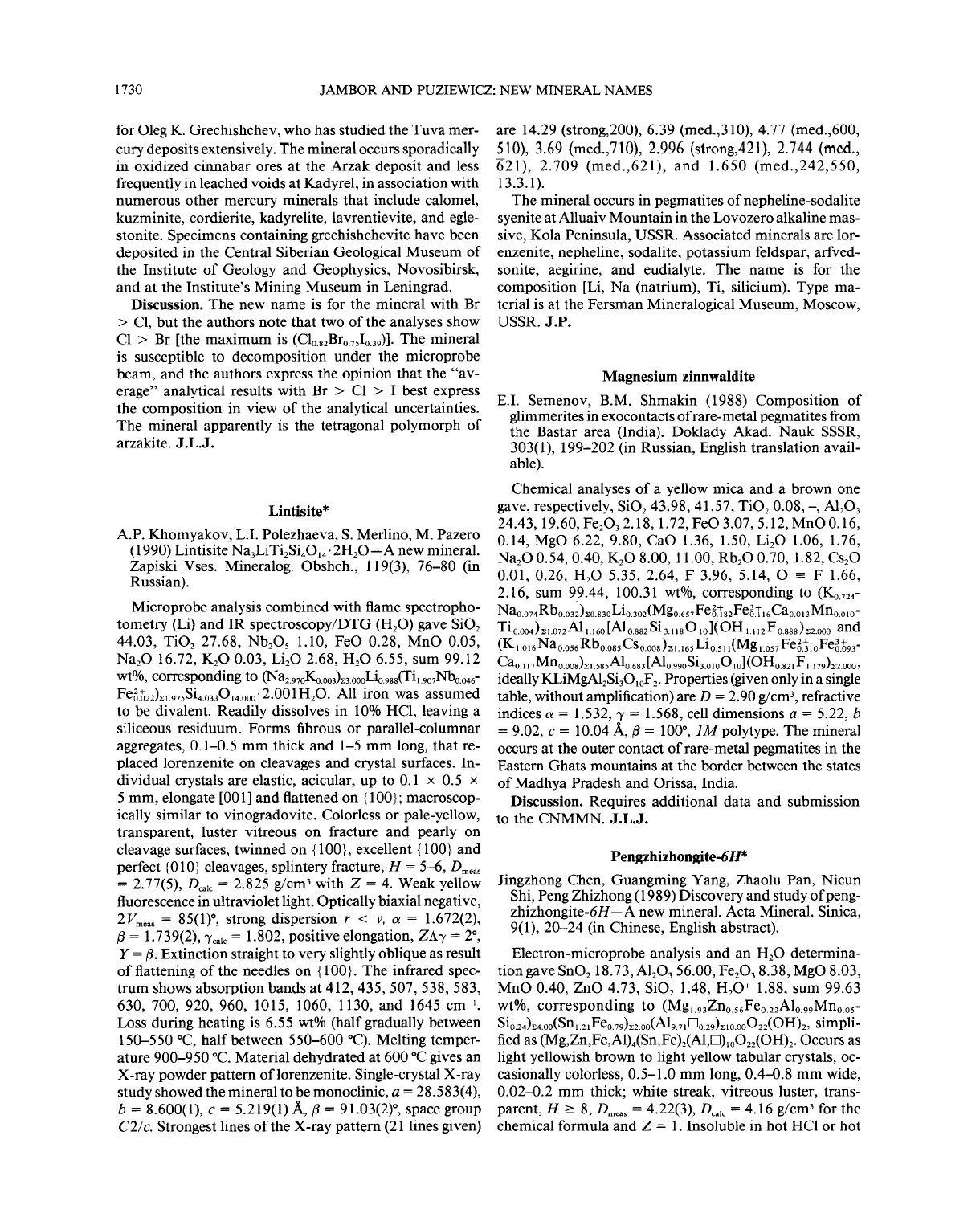for Oleg K. Grechishchev, who has studied the Tuva mercury deposits extensively. The mineral occurs sporadically in oxidized cinnabar ores at the Arzak deposit and less frequently in leached voids at Kadyrel, in association with numerous other mercury minerals that include calomel, kuzminite, cordierite, kadyrelite, lavrentievite, and eglestonite. Specimens containing grechishchevite have been deposited in the Central Siberian Geological Museum of the Institute of Geology and Geophysics, Novosibirsk, and at the Institute's Mining Museum in Leningrad.

**Discussion.** The new name is for the mineral with Br > Cl, but the authors note that two of the analyses show Cl > Br [the maximum is $(Cl_{0.82}Br_{0.75}I_{0.39})$]. The mineral is susceptible to decomposition under the microprobe beam, and the authors express the opinion that the "average" analytical results with Br > Cl > I best express the composition in view of the analytical uncertainties. The mineral apparently is the tetragonal polymorph of arzakite. **J.L.J.**

### Lintisite*

A.P. Khomyakov, L.I. Polezhaeva, S. Merlino, M. Pazero (1990) Lintisite $Na_3LiTi_2Si_4O_{14}\cdot 2H_2O$—A new mineral. Zapiski Vses. Mineralog. Obshch., 119(3), 76–80 (in Russian).

Microprobe analysis combined with flame spectrophotometry (Li) and IR spectroscopy/DTG ($H_2O$) gave $SiO_2$ 44.03, $TiO_2$ 27.68, $Nb_2O_5$ 1.10, FeO 0.28, MnO 0.05, $Na_2O$ 16.72, $K_2O$ 0.03, $Li_2O$ 2.68, $H_2O$ 6.55, sum 99.12 wt%, corresponding to $(Na_{2.970}K_{0.003})_{\Sigma 3.000}Li_{0.988}(Ti_{1.907}Nb_{0.046}Fe^{2+}_{0.022})_{\Sigma 1.975}Si_{4.033}O_{14.000}\cdot 2.001H_2O$. All iron was assumed to be divalent. Readily dissolves in 10% HCl, leaving a siliceous residuum. Forms fibrous or parallel-columnar aggregates, 0.1–0.5 mm thick and 1–5 mm long, that replaced lorenzenite on cleavages and crystal surfaces. Individual crystals are elastic, acicular, up to 0.1 × 0.5 × 5 mm, elongate [001] and flattened on {100}; macroscopically similar to vinogradovite. Colorless or pale-yellow, transparent, luster vitreous on fracture and pearly on cleavage surfaces, twinned on {100}, excellent {100} and perfect {010} cleavages, splintery fracture, $H$ = 5–6, $D_{meas}$ = 2.77(5), $D_{calc}$ = 2.825 g/cm³ with $Z$ = 4. Weak yellow fluorescence in ultraviolet light. Optically biaxial negative, $2V_{meas}$ = 85(1)°, strong dispersion $r < v$, $\alpha$ = 1.672(2), $\beta$ = 1.739(2), $\gamma_{calc}$ = 1.802, positive elongation, $Z\Lambda\gamma$ = 2°, $Y = \beta$. Extinction straight to very slightly oblique as result of flattening of the needles on {100}. The infrared spectrum shows absorption bands at 412, 435, 507, 538, 583, 630, 700, 920, 960, 1015, 1060, 1130, and 1645 cm⁻¹. Loss during heating is 6.55 wt% (half gradually between 150–550 °C, half between 550–600 °C). Melting temperature 900–950 °C. Material dehydrated at 600 °C gives an X-ray powder pattern of lorenzenite. Single-crystal X-ray study showed the mineral to be monoclinic, $a$ = 28.583(4), $b$ = 8.600(1), $c$ = 5.219(1) Å, $\beta$ = 91.03(2)°, space group $C2/c$. Strongest lines of the X-ray pattern (21 lines given) are 14.29 (strong,200), 6.39 (med.,310), 4.77 (med.,600, 510), 3.69 (med.,710), 2.996 (strong,421), 2.744 (med., $\bar{6}21$), 2.709 (med.,621), and 1.650 (med.,242,550, 13.3.1).

The mineral occurs in pegmatites of nepheline-sodalite syenite at Alluaiv Mountain in the Lovozero alkaline massive, Kola Peninsula, USSR. Associated minerals are lorenzenite, nepheline, sodalite, potassium feldspar, arfvedsonite, aegirine, and eudialyte. The name is for the composition [Li, Na (natrium), Ti, silicium). Type material is at the Fersman Mineralogical Museum, Moscow, USSR. **J.P.**

### Magnesium zinnwaldite

E.I. Semenov, B.M. Shmakin (1988) Composition of glimmerites in exocontacts of rare-metal pegmatites from the Bastar area (India). Doklady Akad. Nauk SSSR, 303(1), 199–202 (in Russian, English translation available).

Chemical analyses of a yellow mica and a brown one gave, respectively, $SiO_2$ 43.98, 41.57, $TiO_2$ 0.08, –, $Al_2O_3$ 24.43, 19.60, $Fe_2O_3$ 2.18, 1.72, FeO 3.07, 5.12, MnO 0.16, 0.14, MgO 6.22, 9.80, CaO 1.36, 1.50, $Li_2O$ 1.06, 1.76, $Na_2O$ 0.54, 0.40, $K_2O$ 8.00, 11.00, $Rb_2O$ 0.70, 1.82, $Cs_2O$ 0.01, 0.26, $H_2O$ 5.35, 2.64, F 3.96, 5.14, O ≡ F 1.66, 2.16, sum 99.44, 100.31 wt%, corresponding to $(K_{0.724}Na_{0.074}Rb_{0.032})_{\Sigma 0.830}Li_{0.302}(Mg_{0.657}Fe^{2+}_{0.182}Fe^{3+}_{0.116}Ca_{0.013}Mn_{0.010}Ti_{0.004})_{\Sigma 1.072}Al_{1.160}[Al_{0.882}Si_{3.118}O_{10}](OH_{1.112}F_{0.888})_{\Sigma 2.000}$ and $(K_{1.016}Na_{0.056}Rb_{0.085}Cs_{0.008})_{\Sigma 1.165}Li_{0.511}(Mg_{1.057}Fe^{2+}_{0.310}Fe^{3+}_{0.093}Ca_{0.117}Mn_{0.008})_{\Sigma 1.585}Al_{0.683}[Al_{0.990}Si_{3.010}O_{10}](OH_{0.821}F_{1.179})_{\Sigma 2.000}$, ideally $KLiMgAl_2Si_3O_{10}F_2$. Properties (given only in a single table, without amplification) are $D$ = 2.90 g/cm³, refractive indices $\alpha$ = 1.532, $\gamma$ = 1.568, cell dimensions $a$ = 5.22, $b$ = 9.02, $c$ = 10.04 Å, $\beta$ = 100°, *1M* polytype. The mineral occurs at the outer contact of rare-metal pegmatites in the Eastern Ghats mountains at the border between the states of Madhya Pradesh and Orissa, India.

**Discussion.** Requires additional data and submission to the CNMMN. **J.L.J.**

### Pengzhizhongite-*6H**

Jingzhong Chen, Guangming Yang, Zhaolu Pan, Nicun Shi, Peng Zhizhong (1989) Discovery and study of pengzhizhongite-*6H*—A new mineral. Acta Mineral. Sinica, 9(1), 20–24 (in Chinese, English abstract).

Electron-microprobe analysis and an $H_2O$ determination gave $SnO_2$ 18.73, $Al_2O_3$ 56.00, $Fe_2O_3$ 8.38, MgO 8.03, MnO 0.40, ZnO 4.73, $SiO_2$ 1.48, $H_2O^+$ 1.88, sum 99.63 wt%, corresponding to $(Mg_{1.93}Zn_{0.56}Fe_{0.22}Al_{0.99}Mn_{0.05}Si_{0.24})_{\Sigma 4.00}(Sn_{1.21}Fe_{0.79})_{\Sigma 2.00}(Al_{9.71}\square_{0.29})_{\Sigma 10.00}O_{22}(OH)_2$, simplified as $(Mg,Zn,Fe,Al)_4(Sn,Fe)_2(Al,\square)_{10}O_{22}(OH)_2$. Occurs as light yellowish brown to light yellow tabular crystals, occasionally colorless, 0.5–1.0 mm long, 0.4–0.8 mm wide, 0.02–0.2 mm thick; white streak, vitreous luster, transparent, $H \geq 8$, $D_{meas}$ = 4.22(3), $D_{calc}$ = 4.16 g/cm³ for the chemical formula and $Z$ = 1. Insoluble in hot HCl or hot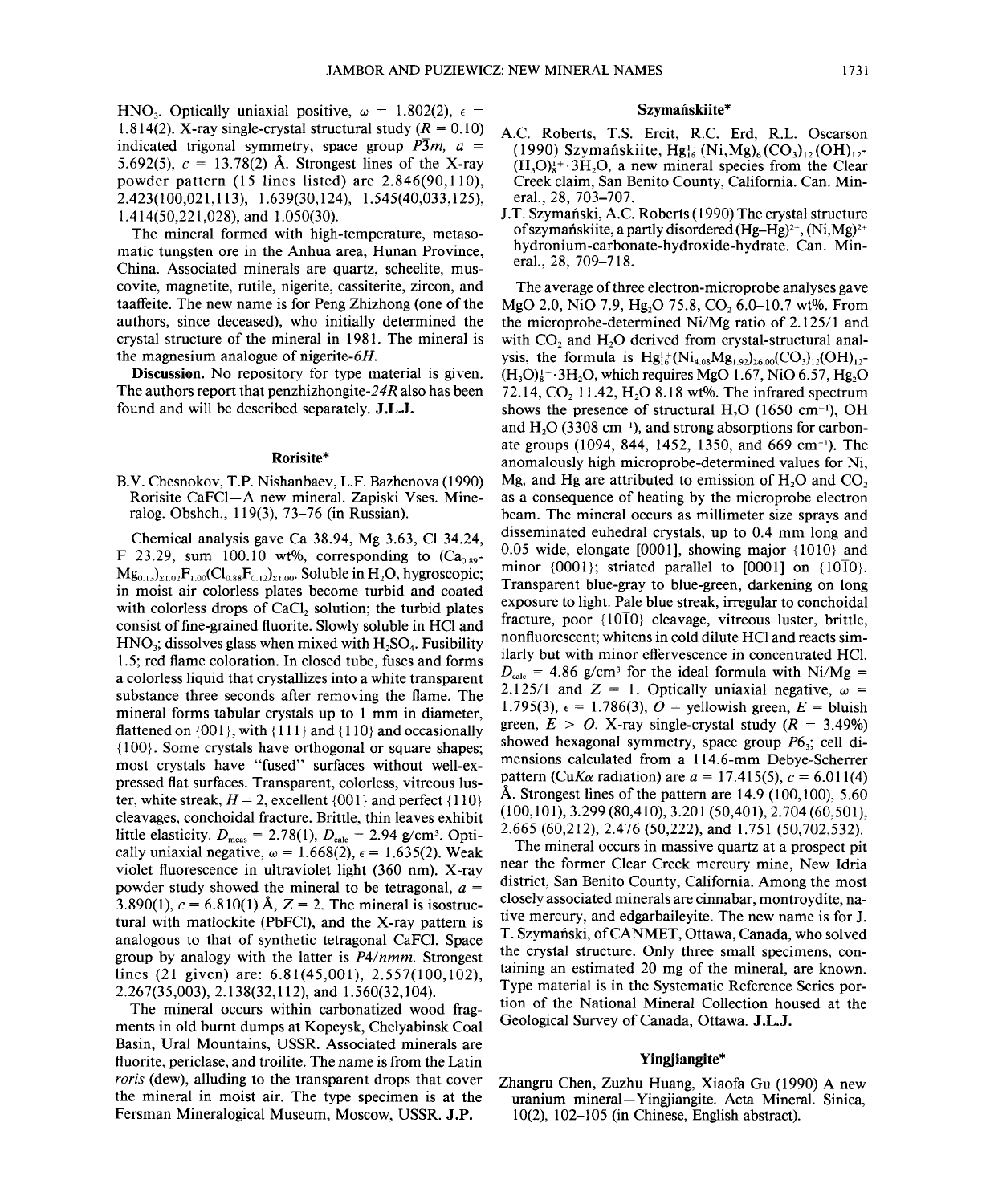$HNO_3$. Optically uniaxial positive, $\omega = 1.802(2)$, $\epsilon = 1.814(2)$. X-ray single-crystal structural study ($R = 0.10$) indicated trigonal symmetry, space group $P\bar{3}m$, $a = 5.692(5)$, $c = 13.78(2)$ Å. Strongest lines of the X-ray powder pattern (15 lines listed) are 2.846(90,110), 2.423(100,021,113), 1.639(30,124), 1.545(40,033,125), 1.414(50,221,028), and 1.050(30).

The mineral formed with high-temperature, metasomatic tungsten ore in the Anhua area, Hunan Province, China. Associated minerals are quartz, scheelite, muscovite, magnetite, rutile, nigerite, cassiterite, zircon, and taaffeite. The new name is for Peng Zhizhong (one of the authors, since deceased), who initially determined the crystal structure of the mineral in 1981. The mineral is the magnesium analogue of nigerite-*6H*.

**Discussion.** No repository for type material is given. The authors report that penzhizhongite-*24R* also has been found and will be described separately. **J.L.J.**

## Rorisite*

B.V. Chesnokov, T.P. Nishanbaev, L.F. Bazhenova (1990) Rorisite CaFCl—A new mineral. Zapiski Vses. Mineralog. Obshch., 119(3), 73–76 (in Russian).

Chemical analysis gave Ca 38.94, Mg 3.63, Cl 34.24, F 23.29, sum 100.10 wt%, corresponding to $(Ca_{0.89}Mg_{0.13})_{\Sigma 1.02}F_{1.00}(Cl_{0.88}F_{0.12})_{\Sigma 1.00}$. Soluble in $H_2O$, hygroscopic; in moist air colorless plates become turbid and coated with colorless drops of $CaCl_2$ solution; the turbid plates consist of fine-grained fluorite. Slowly soluble in HCl and $HNO_3$; dissolves glass when mixed with $H_2SO_4$. Fusibility 1.5; red flame coloration. In closed tube, fuses and forms a colorless liquid that crystallizes into a white transparent substance three seconds after removing the flame. The mineral forms tabular crystals up to 1 mm in diameter, flattened on {001}, with {111} and {110} and occasionally {100}. Some crystals have orthogonal or square shapes; most crystals have "fused" surfaces without well-expressed flat surfaces. Transparent, colorless, vitreous luster, white streak, $H = 2$, excellent {001} and perfect {110} cleavages, conchoidal fracture. Brittle, thin leaves exhibit little elasticity. $D_{meas} = 2.78(1)$, $D_{calc} = 2.94$ g/cm³. Optically uniaxial negative, $\omega = 1.668(2)$, $\epsilon = 1.635(2)$. Weak violet fluorescence in ultraviolet light (360 nm). X-ray powder study showed the mineral to be tetragonal, $a = 3.890(1)$, $c = 6.810(1)$ Å, $Z = 2$. The mineral is isostructural with matlockite (PbFCl), and the X-ray pattern is analogous to that of synthetic tetragonal CaFCl. Space group by analogy with the latter is $P4/nmm$. Strongest lines (21 given) are: 6.81(45,001), 2.557(100,102), 2.267(35,003), 2.138(32,112), and 1.560(32,104).

The mineral occurs within carbonatized wood fragments in old burnt dumps at Kopeysk, Chelyabinsk Coal Basin, Ural Mountains, USSR. Associated minerals are fluorite, periclase, and troilite. The name is from the Latin *roris* (dew), alluding to the transparent drops that cover the mineral in moist air. The type specimen is at the Fersman Mineralogical Museum, Moscow, USSR. **J.P.**

## Szymańskiite*

A.C. Roberts, T.S. Ercit, R.C. Erd, R.L. Oscarson (1990) Szymańskiite, $Hg^{1+}_{16}(Ni,Mg)_6(CO_3)_{12}(OH)_{12}(H_3O)^{1+}_8 \cdot 3H_2O$, a new mineral species from the Clear Creek claim, San Benito County, California. Can. Mineral., 28, 703–707.

J.T. Szymański, A.C. Roberts (1990) The crystal structure of szymańskiite, a partly disordered $(Hg–Hg)^{2+}$, $(Ni,Mg)^{2+}$ hydronium-carbonate-hydroxide-hydrate. Can. Mineral., 28, 709–718.

The average of three electron-microprobe analyses gave MgO 2.0, NiO 7.9, $Hg_2O$ 75.8, $CO_2$ 6.0–10.7 wt%. From the microprobe-determined Ni/Mg ratio of 2.125/1 and with $CO_2$ and $H_2O$ derived from crystal-structural analysis, the formula is $Hg^{1+}_{16}(Ni_{4.08}Mg_{1.92})_{\Sigma 6.00}(CO_3)_{12}(OH)_{12}(H_3O)^{1+}_8 \cdot 3H_2O$, which requires MgO 1.67, NiO 6.57, $Hg_2O$ 72.14, $CO_2$ 11.42, $H_2O$ 8.18 wt%. The infrared spectrum shows the presence of structural $H_2O$ (1650 cm⁻¹), OH and $H_2O$ (3308 cm⁻¹), and strong absorptions for carbonate groups (1094, 844, 1452, 1350, and 669 cm⁻¹). The anomalously high microprobe-determined values for Ni, Mg, and Hg are attributed to emission of $H_2O$ and $CO_2$ as a consequence of heating by the microprobe electron beam. The mineral occurs as millimeter size sprays and disseminated euhedral crystals, up to 0.4 mm long and 0.05 wide, elongate [0001], showing major {10$\bar{1}$0} and minor {0001}; striated parallel to [0001] on {10$\bar{1}$0}. Transparent blue-gray to blue-green, darkening on long exposure to light. Pale blue streak, irregular to conchoidal fracture, poor {10$\bar{1}$0} cleavage, vitreous luster, brittle, nonfluorescent; whitens in cold dilute HCl and reacts similarly but with minor effervescence in concentrated HCl. $D_{calc} = 4.86$ g/cm³ for the ideal formula with Ni/Mg = 2.125/1 and $Z = 1$. Optically uniaxial negative, $\omega = 1.795(3)$, $\epsilon = 1.786(3)$, $O$ = yellowish green, $E$ = bluish green, $E > O$. X-ray single-crystal study ($R = 3.49\%$) showed hexagonal symmetry, space group $P6_3$; cell dimensions calculated from a 114.6-mm Debye-Scherrer pattern (Cu$K\alpha$ radiation) are $a = 17.415(5)$, $c = 6.011(4)$ Å. Strongest lines of the pattern are 14.9 (100,100), 5.60 (100,101), 3.299 (80,410), 3.201 (50,401), 2.704 (60,501), 2.665 (60,212), 2.476 (50,222), and 1.751 (50,702,532).

The mineral occurs in massive quartz at a prospect pit near the former Clear Creek mercury mine, New Idria district, San Benito County, California. Among the most closely associated minerals are cinnabar, montroydite, native mercury, and edgarbaileyite. The new name is for J. T. Szymański, of CANMET, Ottawa, Canada, who solved the crystal structure. Only three small specimens, containing an estimated 20 mg of the mineral, are known. Type material is in the Systematic Reference Series portion of the National Mineral Collection housed at the Geological Survey of Canada, Ottawa. **J.L.J.**

## Yingjiangite*

Zhangru Chen, Zuzhu Huang, Xiaofa Gu (1990) A new uranium mineral—Yingjiangite. Acta Mineral. Sinica, 10(2), 102–105 (in Chinese, English abstract).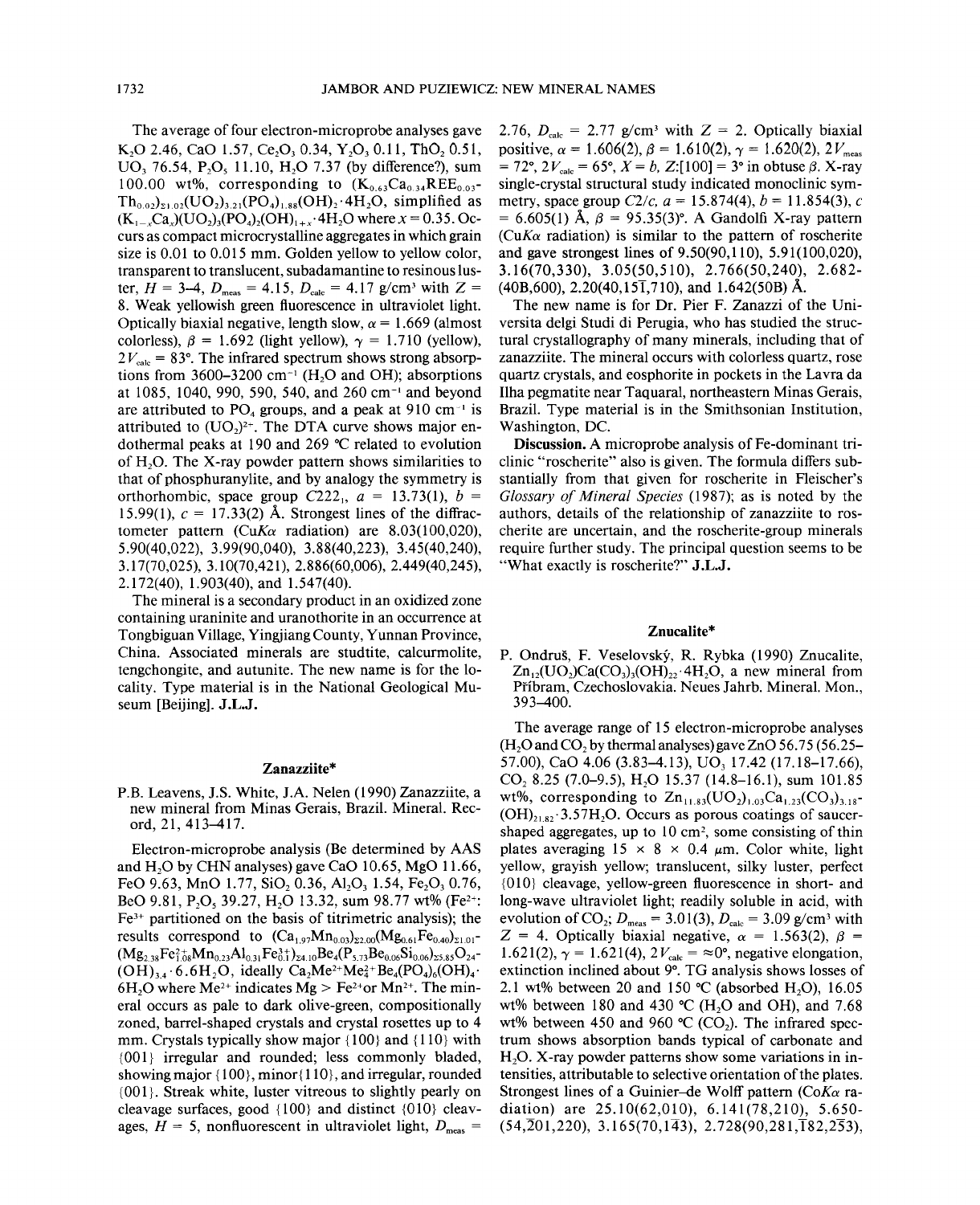The average of four electron-microprobe analyses gave $K_2O$ 2.46, CaO 1.57, $Ce_2O_3$ 0.34, $Y_2O_3$ 0.11, $ThO_2$ 0.51, $UO_3$ 76.54, $P_2O_5$ 11.10, $H_2O$ 7.37 (by difference?), sum 100.00 wt%, corresponding to $(K_{0.63}Ca_{0.34}REE_{0.03}Th_{0.02})_{\Sigma 1.02}(UO_2)_{3.21}(PO_4)_{1.88}(OH)_2 \cdot 4H_2O$, simplified as $(K_{1-x}Ca_x)(UO_2)_3(PO_4)_2(OH)_{1+x} \cdot 4H_2O$ where $x = 0.35$. Occurs as compact microcrystalline aggregates in which grain size is 0.01 to 0.015 mm. Golden yellow to yellow color, transparent to translucent, subadamantine to resinous luster, $H = 3$–4, $D_{meas} = 4.15$, $D_{calc} = 4.17$ g/cm³ with $Z = 8$. Weak yellowish green fluorescence in ultraviolet light. Optically biaxial negative, length slow, $\alpha = 1.669$ (almost colorless), $\beta = 1.692$ (light yellow), $\gamma = 1.710$ (yellow), $2V_{calc} = 83°$. The infrared spectrum shows strong absorptions from 3600–3200 cm⁻¹ ($H_2O$ and OH); absorptions at 1085, 1040, 990, 590, 540, and 260 cm⁻¹ and beyond are attributed to $PO_4$ groups, and a peak at 910 cm⁻¹ is attributed to $(UO_2)^{2+}$. The DTA curve shows major endothermal peaks at 190 and 269 °C related to evolution of $H_2O$. The X-ray powder pattern shows similarities to that of phosphuranylite, and by analogy the symmetry is orthorhombic, space group $C222_1$, $a = 13.73(1)$, $b = 15.99(1)$, $c = 17.33(2)$ Å. Strongest lines of the diffractometer pattern ($CuK\alpha$ radiation) are 8.03(100,020), 5.90(40,022), 3.99(90,040), 3.88(40,223), 3.45(40,240), 3.17(70,025), 3.10(70,421), 2.886(60,006), 2.449(40,245), 2.172(40), 1.903(40), and 1.547(40).

The mineral is a secondary product in an oxidized zone containing uraninite and uranothorite in an occurrence at Tongbiguan Village, Yingjiang County, Yunnan Province, China. Associated minerals are studtite, calcurmolite, tengchongite, and autunite. The new name is for the locality. Type material is in the National Geological Museum [Beijing]. **J.L.J.**

## Zanazziite*

P.B. Leavens, J.S. White, J.A. Nelen (1990) Zanazziite, a new mineral from Minas Gerais, Brazil. Mineral. Record, 21, 413–417.

Electron-microprobe analysis (Be determined by AAS and $H_2O$ by CHN analyses) gave CaO 10.65, MgO 11.66, FeO 9.63, MnO 1.77, $SiO_2$ 0.36, $Al_2O_3$ 1.54, $Fe_2O_3$ 0.76, BeO 9.81, $P_2O_5$ 39.27, $H_2O$ 13.32, sum 98.77 wt% ($Fe^{2+}$:$Fe^{3+}$ partitioned on the basis of titrimetric analysis); the results correspond to $(Ca_{1.97}Mn_{0.03})_{\Sigma 2.00}(Mg_{0.61}Fe_{0.40})_{\Sigma 1.01}(Mg_{2.38}Fe^{2+}_{1.08}Mn_{0.23}Al_{0.31}Fe^{3+}_{0.1})_{\Sigma 4.10}Be_4(P_{5.73}Be_{0.06}Si_{0.06})_{\Sigma 5.85}O_{24}(OH)_{3.4} \cdot 6.6H_2O$, ideally $Ca_2Me^{2+}Me^{2+}_4Be_4(PO_4)_6(OH)_4 \cdot 6H_2O$ where $Me^{2+}$ indicates Mg > $Fe^{2+}$or $Mn^{2+}$. The mineral occurs as pale to dark olive-green, compositionally zoned, barrel-shaped crystals and crystal rosettes up to 4 mm. Crystals typically show major {100} and {110} with {001} irregular and rounded; less commonly bladed, showing major {100}, minor{110}, and irregular, rounded {001}. Streak white, luster vitreous to slightly pearly on cleavage surfaces, good {100} and distinct {010} cleavages, $H = 5$, nonfluorescent in ultraviolet light, $D_{meas} = 2.76$, $D_{calc} = 2.77$ g/cm³ with $Z = 2$. Optically biaxial positive, $\alpha = 1.606(2)$, $\beta = 1.610(2)$, $\gamma = 1.620(2)$, $2V_{meas} = 72°$, $2V_{calc} = 65°$, $X = b$, $Z$:[100] = 3° in obtuse $\beta$. X-ray single-crystal structural study indicated monoclinic symmetry, space group $C2/c$, $a = 15.874(4)$, $b = 11.854(3)$, $c = 6.605(1)$ Å, $\beta = 95.35(3)°$. A Gandolfi X-ray pattern ($CuK\alpha$ radiation) is similar to the pattern of roscherite and gave strongest lines of 9.50(90,110), 5.91(100,020), 3.16(70,330), 3.05(50,510), 2.766(50,240), 2.682(40B,600), 2.20(40,15$\bar{1}$,710), and 1.642(50B) Å.

The new name is for Dr. Pier F. Zanazzi of the Universita delgi Studi di Perugia, who has studied the structural crystallography of many minerals, including that of zanazziite. The mineral occurs with colorless quartz, rose quartz crystals, and eosphorite in pockets in the Lavra da Ilha pegmatite near Taquaral, northeastern Minas Gerais, Brazil. Type material is in the Smithsonian Institution, Washington, DC.

**Discussion.** A microprobe analysis of Fe-dominant triclinic "roscherite" also is given. The formula differs substantially from that given for roscherite in Fleischer's *Glossary of Mineral Species* (1987); as is noted by the authors, details of the relationship of zanazziite to roscherite are uncertain, and the roscherite-group minerals require further study. The principal question seems to be "What exactly is roscherite?" **J.L.J.**

## Znucalite*

P. Ondruš, F. Veselovský, R. Rybka (1990) Znucalite, $Zn_{12}(UO_2)Ca(CO_3)_3(OH)_{22} \cdot 4H_2O$, a new mineral from Příbram, Czechoslovakia. Neues Jahrb. Mineral. Mon., 393–400.

The average range of 15 electron-microprobe analyses ($H_2O$ and $CO_2$ by thermal analyses) gave ZnO 56.75 (56.25–57.00), CaO 4.06 (3.83–4.13), $UO_3$ 17.42 (17.18–17.66), $CO_2$ 8.25 (7.0–9.5), $H_2O$ 15.37 (14.8–16.1), sum 101.85 wt%, corresponding to $Zn_{11.83}(UO_2)_{1.03}Ca_{1.23}(CO_3)_{3.18}(OH)_{21.82} \cdot 3.57H_2O$. Occurs as porous coatings of saucer-shaped aggregates, up to 10 cm², some consisting of thin plates averaging 15 × 8 × 0.4 μm. Color white, light yellow, grayish yellow; translucent, silky luster, perfect {010} cleavage, yellow-green fluorescence in short- and long-wave ultraviolet light; readily soluble in acid, with evolution of $CO_2$; $D_{meas} = 3.01(3)$, $D_{calc} = 3.09$ g/cm³ with $Z = 4$. Optically biaxial negative, $\alpha = 1.563(2)$, $\beta = 1.621(2)$, $\gamma = 1.621(4)$, $2V_{calc} = \approx 0°$, negative elongation, extinction inclined about 9°. TG analysis shows losses of 2.1 wt% between 20 and 150 °C (absorbed $H_2O$), 16.05 wt% between 180 and 430 °C ($H_2O$ and OH), and 7.68 wt% between 450 and 960 °C ($CO_2$). The infrared spectrum shows absorption bands typical of carbonate and $H_2O$. X-ray powder patterns show some variations in intensities, attributable to selective orientation of the plates. Strongest lines of a Guinier–de Wolff pattern ($CoK\alpha$ radiation) are 25.10(62,010), 6.141(78,210), 5.650(54,$\bar{2}$01,220), 3.165(70,1$\bar{4}$3), 2.728(90,281,$\bar{1}$82,2$\bar{5}$3),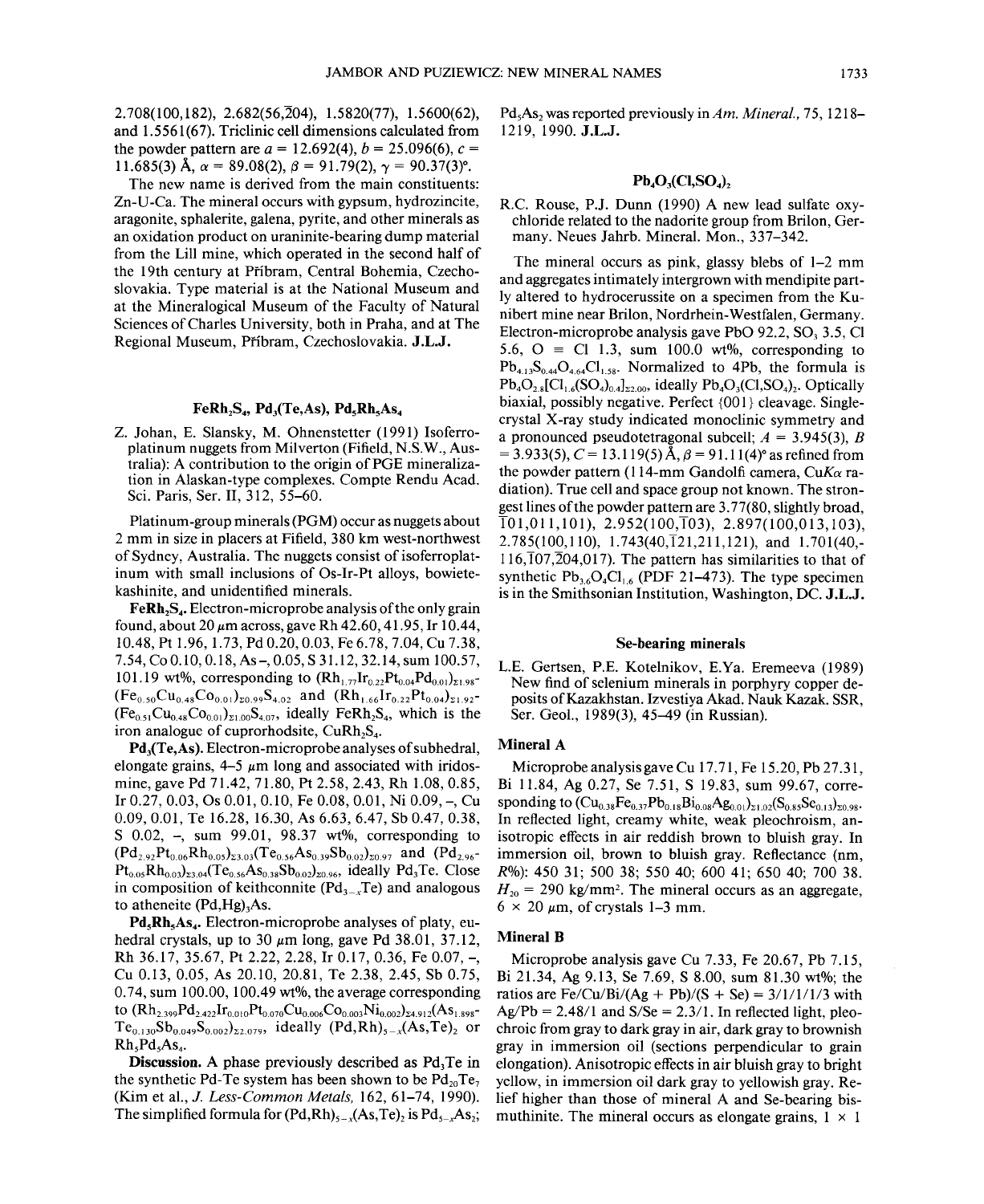2.708(100,182), 2.682(56,$\bar{2}$04), 1.5820(77), 1.5600(62), and 1.5561(67). Triclinic cell dimensions calculated from the powder pattern are $a$ = 12.692(4), $b$ = 25.096(6), $c$ = 11.685(3) Å, $\alpha$ = 89.08(2), $\beta$ = 91.79(2), $\gamma$ = 90.37(3)°.

The new name is derived from the main constituents: Zn-U-Ca. The mineral occurs with gypsum, hydrozincite, aragonite, sphalerite, galena, pyrite, and other minerals as an oxidation product on uraninite-bearing dump material from the Lill mine, which operated in the second half of the 19th century at Příbram, Central Bohemia, Czechoslovakia. Type material is at the National Museum and at the Mineralogical Museum of the Faculty of Natural Sciences of Charles University, both in Praha, and at The Regional Museum, Příbram, Czechoslovakia. **J.L.J.**

## $FeRh_2S_4$, $Pd_3(Te,As)$, $Pd_5Rh_5As_4$

Z. Johan, E. Slansky, M. Ohnenstetter (1991) Isoferroplatinum nuggets from Milverton (Fifield, N.S.W., Australia): A contribution to the origin of PGE mineralization in Alaskan-type complexes. Compte Rendu Acad. Sci. Paris, Ser. II, 312, 55–60.

Platinum-group minerals (PGM) occur as nuggets about 2 mm in size in placers at Fifield, 380 km west-northwest of Sydney, Australia. The nuggets consist of isoferroplatinum with small inclusions of Os-Ir-Pt alloys, bowieite-kashinite, and unidentified minerals.

**$FeRh_2S_4$.** Electron-microprobe analysis of the only grain found, about 20 $\mu$m across, gave Rh 42.60, 41.95, Ir 10.44, 10.48, Pt 1.96, 1.73, Pd 0.20, 0.03, Fe 6.78, 7.04, Cu 7.38, 7.54, Co 0.10, 0.18, As –, 0.05, S 31.12, 32.14, sum 100.57, 101.19 wt%, corresponding to $(Rh_{1.77}Ir_{0.22}Pt_{0.04}Pd_{0.01})_{\Sigma 1.98}$-$(Fe_{0.50}Cu_{0.48}Co_{0.01})_{\Sigma 0.99}S_{4.02}$ and $(Rh_{1.66}Ir_{0.22}Pt_{0.04})_{\Sigma 1.92}$-$(Fe_{0.51}Cu_{0.48}Co_{0.01})_{\Sigma 1.00}S_{4.07}$, ideally $FeRh_2S_4$, which is the iron analogue of cuprorhodsite, $CuRh_2S_4$.

**$Pd_3(Te,As)$.** Electron-microprobe analyses of subhedral, elongate grains, 4–5 $\mu$m long and associated with iridosmine, gave Pd 71.42, 71.80, Pt 2.58, 2.43, Rh 1.08, 0.85, Ir 0.27, 0.03, Os 0.01, 0.10, Fe 0.08, 0.01, Ni 0.09, –, Cu 0.09, 0.01, Te 16.28, 16.30, As 6.63, 6.47, Sb 0.47, 0.38, S 0.02, –, sum 99.01, 98.37 wt%, corresponding to $(Pd_{2.92}Pt_{0.06}Rh_{0.05})_{\Sigma 3.03}(Te_{0.56}As_{0.39}Sb_{0.02})_{\Sigma 0.97}$ and $(Pd_{2.96}$-$Pt_{0.05}Rh_{0.03})_{\Sigma 3.04}(Te_{0.56}As_{0.38}Sb_{0.02})_{\Sigma 0.96}$, ideally $Pd_3Te$. Close in composition of keithconnite ($Pd_{3-x}Te$) and analogous to atheneite $(Pd,Hg)_3As$.

**$Pd_5Rh_5As_4$.** Electron-microprobe analyses of platy, euhedral crystals, up to 30 $\mu$m long, gave Pd 38.01, 37.12, Rh 36.17, 35.67, Pt 2.22, 2.28, Ir 0.17, 0.36, Fe 0.07, –, Cu 0.13, 0.05, As 20.10, 20.81, Te 2.38, 2.45, Sb 0.75, 0.74, sum 100.00, 100.49 wt%, the average corresponding to $(Rh_{2.399}Pd_{2.422}Ir_{0.010}Pt_{0.070}Cu_{0.006}Co_{0.003}Ni_{0.002})_{\Sigma 4.912}(As_{1.898}$-$Te_{0.130}Sb_{0.049}S_{0.002})_{\Sigma 2.079}$, ideally $(Pd,Rh)_{5-x}(As,Te)_2$ or $Rh_5Pd_5As_4$.

**Discussion.** A phase previously described as $Pd_3Te$ in the synthetic Pd-Te system has been shown to be $Pd_{20}Te_7$ (Kim et al., *J. Less-Common Metals*, 162, 61–74, 1990). The simplified formula for $(Pd,Rh)_{5-x}(As,Te)_2$ is $Pd_{5-x}As_2$; $Pd_5As_2$ was reported previously in *Am. Mineral.*, 75, 1218–1219, 1990. **J.L.J.**

## $Pb_4O_3(Cl,SO_4)_2$

R.C. Rouse, P.J. Dunn (1990) A new lead sulfate oxychloride related to the nadorite group from Brilon, Germany. Neues Jahrb. Mineral. Mon., 337–342.

The mineral occurs as pink, glassy blebs of 1–2 mm and aggregates intimately intergrown with mendipite partly altered to hydrocerussite on a specimen from the Kunibert mine near Brilon, Nordrhein-Westfalen, Germany. Electron-microprobe analysis gave PbO 92.2, $SO_3$ 3.5, Cl 5.6, O ≡ Cl 1.3, sum 100.0 wt%, corresponding to $Pb_{4.13}S_{0.44}O_{4.64}Cl_{1.58}$. Normalized to 4Pb, the formula is $Pb_4O_{2.8}[Cl_{1.6}(SO_4)_{0.4}]_{\Sigma 2.00}$, ideally $Pb_4O_3(Cl,SO_4)_2$. Optically biaxial, possibly negative. Perfect {001} cleavage. Single-crystal X-ray study indicated monoclinic symmetry and a pronounced pseudotetragonal subcell; $A$ = 3.945(3), $B$ = 3.933(5), $C$ = 13.119(5) Å, $\beta$ = 91.11(4)° as refined from the powder pattern (114-mm Gandolfi camera, Cu$K\alpha$ radiation). True cell and space group not known. The strongest lines of the powder pattern are 3.77(80, slightly broad, $\bar{1}$01,011,101), 2.952(100,$\bar{1}$03), 2.897(100,013,103), 2.785(100,110), 1.743(40,$\bar{1}$21,211,121), and 1.701(40,-116,$\bar{1}$07,$\bar{2}$04,017). The pattern has similarities to that of synthetic $Pb_{3.6}O_4Cl_{1.6}$ (PDF 21-473). The type specimen is in the Smithsonian Institution, Washington, DC. **J.L.J.**

## Se-bearing minerals

L.E. Gertsen, P.E. Kotelnikov, E.Ya. Eremeeva (1989) New find of selenium minerals in porphyry copper deposits of Kazakhstan. Izvestiya Akad. Nauk Kazak. SSR, Ser. Geol., 1989(3), 45–49 (in Russian).

### Mineral A

Microprobe analysis gave Cu 17.71, Fe 15.20, Pb 27.31, Bi 11.84, Ag 0.27, Se 7.51, S 19.83, sum 99.67, corresponding to $(Cu_{0.38}Fe_{0.37}Pb_{0.18}Bi_{0.08}Ag_{0.01})_{\Sigma 1.02}(S_{0.85}Se_{0.13})_{\Sigma 0.98}$. In reflected light, creamy white, weak pleochroism, anisotropic effects in air reddish brown to bluish gray. In immersion oil, brown to bluish gray. Reflectance (nm, $R$%): 450 31; 500 38; 550 40; 600 41; 650 40; 700 38. $H_{20}$ = 290 kg/mm². The mineral occurs as an aggregate, 6 × 20 $\mu$m, of crystals 1–3 mm.

### Mineral B

Microprobe analysis gave Cu 7.33, Fe 20.67, Pb 7.15, Bi 21.34, Ag 9.13, Se 7.69, S 8.00, sum 81.30 wt%; the ratios are Fe/Cu/Bi/(Ag + Pb)/(S + Se) = 3/1/1/1/3 with Ag/Pb = 2.48/1 and S/Se = 2.3/1. In reflected light, pleochroic from gray to dark gray in air, dark gray to brownish gray in immersion oil (sections perpendicular to grain elongation). Anisotropic effects in air bluish gray to bright yellow, in immersion oil dark gray to yellowish gray. Relief higher than those of mineral A and Se-bearing bismuthinite. The mineral occurs as elongate grains, 1 × 1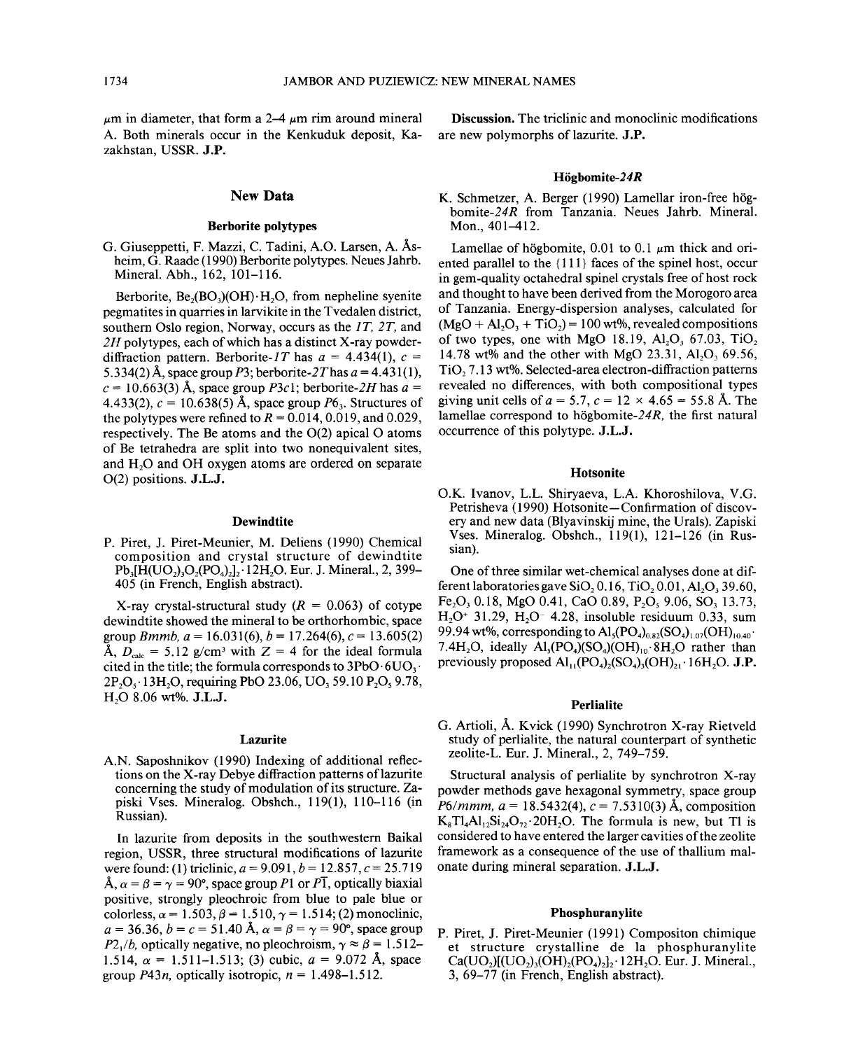μm in diameter, that form a 2–4 μm rim around mineral A. Both minerals occur in the Kenkuduk deposit, Kazakhstan, USSR. **J.P.**

## New Data

### Berborite polytypes

G. Giuseppetti, F. Mazzi, C. Tadini, A.O. Larsen, A. Åsheim, G. Raade (1990) Berborite polytypes. Neues Jahrb. Mineral. Abh., 162, 101–116.

Berborite, $Be_2(BO_3)(OH) \cdot H_2O$, from nepheline syenite pegmatites in quarries in larvikite in the Tvedalen district, southern Oslo region, Norway, occurs as the *1T*, *2T*, and *2H* polytypes, each of which has a distinct X-ray powder-diffraction pattern. Berborite-*1T* has $a$ = 4.434(1), $c$ = 5.334(2) Å, space group $P3$; berborite-*2T* has $a$ = 4.431(1), $c$ = 10.663(3) Å, space group $P3c1$; berborite-*2H* has $a$ = 4.433(2), $c$ = 10.638(5) Å, space group $P6_3$. Structures of the polytypes were refined to $R$ = 0.014, 0.019, and 0.029, respectively. The Be atoms and the O(2) apical O atoms of Be tetrahedra are split into two nonequivalent sites, and $H_2O$ and OH oxygen atoms are ordered on separate O(2) positions. **J.L.J.**

### Dewindtite

P. Piret, J. Piret-Meunier, M. Deliens (1990) Chemical composition and crystal structure of dewindtite $Pb_3[H(UO_2)_3O_2(PO_4)_2]_2 \cdot 12H_2O$. Eur. J. Mineral., 2, 399–405 (in French, English abstract).

X-ray crystal-structural study ($R$ = 0.063) of cotype dewindtite showed the mineral to be orthorhombic, space group $Bmmb$, $a$ = 16.031(6), $b$ = 17.264(6), $c$ = 13.605(2) Å, $D_{calc}$ = 5.12 g/cm³ with $Z$ = 4 for the ideal formula cited in the title; the formula corresponds to $3PbO \cdot 6UO_3 \cdot 2P_2O_5 \cdot 13H_2O$, requiring PbO 23.06, $UO_3$ 59.10 $P_2O_5$ 9.78, $H_2O$ 8.06 wt%. **J.L.J.**

### Lazurite

A.N. Saposhnikov (1990) Indexing of additional reflections on the X-ray Debye diffraction patterns of lazurite concerning the study of modulation of its structure. Zapiski Vses. Mineralog. Obshch., 119(1), 110–116 (in Russian).

In lazurite from deposits in the southwestern Baikal region, USSR, three structural modifications of lazurite were found: (1) triclinic, $a$ = 9.091, $b$ = 12.857, $c$ = 25.719 Å, $\alpha = \beta = \gamma = 90°$, space group $P1$ or $P\bar{1}$, optically biaxial positive, strongly pleochroic from blue to pale blue or colorless, $\alpha$ = 1.503, $\beta$ = 1.510, $\gamma$ = 1.514; (2) monoclinic, $a$ = 36.36, $b = c$ = 51.40 Å, $\alpha = \beta = \gamma = 90°$, space group $P2_1/b$, optically negative, no pleochroism, $\gamma \approx \beta$ = 1.512–1.514, $\alpha$ = 1.511–1.513; (3) cubic, $a$ = 9.072 Å, space group $P43n$, optically isotropic, $n$ = 1.498–1.512.

**Discussion.** The triclinic and monoclinic modifications are new polymorphs of lazurite. **J.P.**

### Högbomite-*24R*

K. Schmetzer, A. Berger (1990) Lamellar iron-free högbomite-*24R* from Tanzania. Neues Jahrb. Mineral. Mon., 401–412.

Lamellae of högbomite, 0.01 to 0.1 μm thick and oriented parallel to the {111} faces of the spinel host, occur in gem-quality octahedral spinel crystals free of host rock and thought to have been derived from the Morogoro area of Tanzania. Energy-dispersion analyses, calculated for ($MgO + Al_2O_3 + TiO_2$) = 100 wt%, revealed compositions of two types, one with MgO 18.19, $Al_2O_3$ 67.03, $TiO_2$ 14.78 wt% and the other with MgO 23.31, $Al_2O_3$ 69.56, $TiO_2$ 7.13 wt%. Selected-area electron-diffraction patterns revealed no differences, with both compositional types giving unit cells of $a$ = 5.7, $c$ = 12 × 4.65 = 55.8 Å. The lamellae correspond to högbomite-*24R*, the first natural occurrence of this polytype. **J.L.J.**

### Hotsonite

O.K. Ivanov, L.L. Shiryaeva, L.A. Khoroshilova, V.G. Petrisheva (1990) Hotsonite—Confirmation of discovery and new data (Blyavinskij mine, the Urals). Zapiski Vses. Mineralog. Obshch., 119(1), 121–126 (in Russian).

One of three similar wet-chemical analyses done at different laboratories gave $SiO_2$ 0.16, $TiO_2$ 0.01, $Al_2O_3$ 39.60, $Fe_2O_3$ 0.18, MgO 0.41, CaO 0.89, $P_2O_5$ 9.06, $SO_3$ 13.73, $H_2O^+$ 31.29, $H_2O^-$ 4.28, insoluble residuum 0.33, sum 99.94 wt%, corresponding to $Al_5(PO_4)_{0.82}(SO_4)_{1.07}(OH)_{10.40} \cdot 7.4H_2O$, ideally $Al_5(PO_4)(SO_4)(OH)_{10} \cdot 8H_2O$ rather than previously proposed $Al_{11}(PO_4)_2(SO_4)_3(OH)_{21} \cdot 16H_2O$. **J.P.**

### Perlialite

G. Artioli, Å. Kvick (1990) Synchrotron X-ray Rietveld study of perlialite, the natural counterpart of synthetic zeolite-L. Eur. J. Mineral., 2, 749–759.

Structural analysis of perlialite by synchrotron X-ray powder methods gave hexagonal symmetry, space group $P6/mmm$, $a$ = 18.5432(4), $c$ = 7.5310(3) Å, composition $K_8Tl_4Al_{12}Si_{24}O_{72} \cdot 20H_2O$. The formula is new, but Tl is considered to have entered the larger cavities of the zeolite framework as a consequence of the use of thallium malonate during mineral separation. **J.L.J.**

### Phosphuranylite

P. Piret, J. Piret-Meunier (1991) Compositon chimique et structure cristalline de la phosphuranylite $Ca(UO_2)[(UO_2)_3(OH)_2(PO_4)_2]_2 \cdot 12H_2O$. Eur. J. Mineral., 3, 69–77 (in French, English abstract).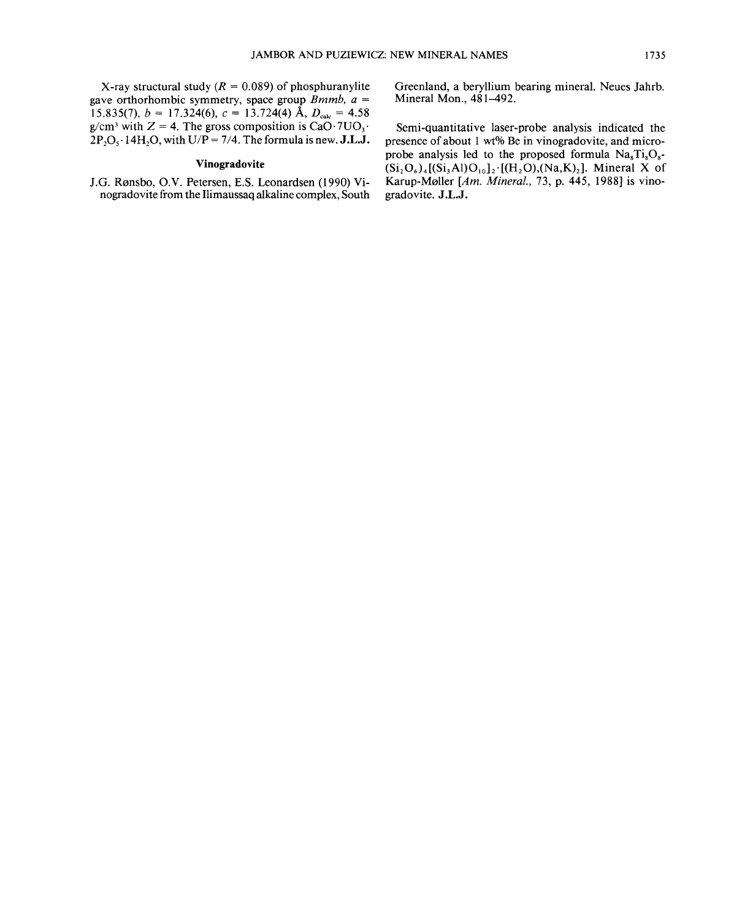X-ray structural study ($R = 0.089$) of phosphuranylite gave orthorhombic symmetry, space group *Bmmb*, $a = 15.835(7)$, $b = 17.324(6)$, $c = 13.724(4)$ Å, $D_{calc} = 4.58$ g/cm³ with $Z = 4$. The gross composition is $CaO \cdot 7UO_3 \cdot 2P_2O_5 \cdot 14H_2O$, with U/P = 7/4. The formula is new. **J.L.J.**

### Vinogradovite

J.G. Rønsbo, O.V. Petersen, E.S. Leonardsen (1990) Vinogradovite from the Ilimaussaq alkaline complex, South Greenland, a beryllium bearing mineral. Neues Jahrb. Mineral Mon., 481–492.

Semi-quantitative laser-probe analysis indicated the presence of about 1 wt% Be in vinogradovite, and microprobe analysis led to the proposed formula $Na_8Ti_8O_8(Si_2O_6)_4[(Si_3Al)O_{10}]_2 \cdot [(H_2O),(Na,K)_2]$. Mineral X of Karup-Møller [*Am. Mineral.*, 73, p. 445, 1988] is vinogradovite. **J.L.J.**